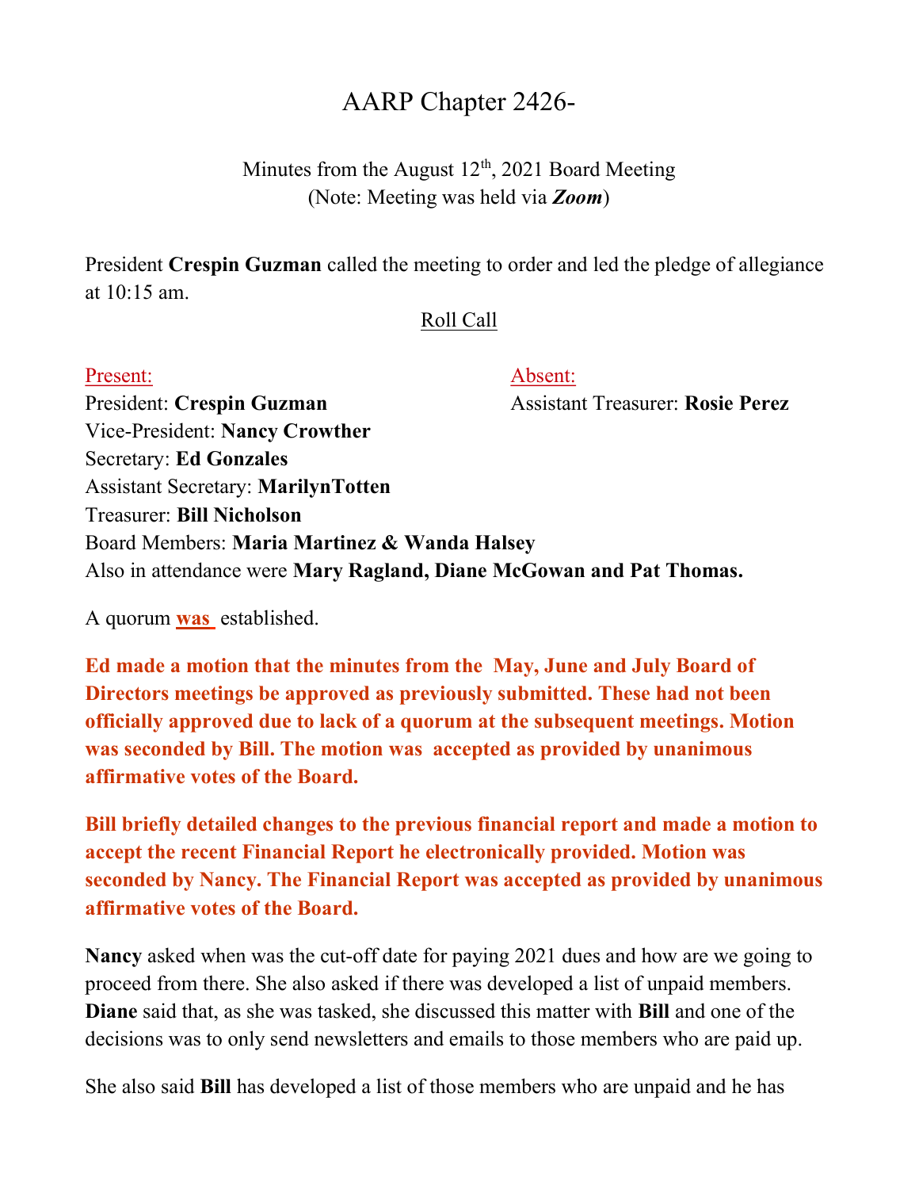# AARP Chapter 2426-

Minutes from the August 12th, 2021 Board Meeting
(Note: Meeting was held via ***Zoom***)

President **Crespin Guzman** called the meeting to order and led the pledge of allegiance at 10:15 am.

Roll Call

Present:
President: **Crespin Guzman**
Vice-President: **Nancy Crowther**
Secretary: **Ed Gonzales**
Assistant Secretary: **MarilynTotten**
Treasurer: **Bill Nicholson**
Board Members: **Maria Martinez & Wanda Halsey**
Also in attendance were **Mary Ragland, Diane McGowan and Pat Thomas.**

Absent:
Assistant Treasurer: **Rosie Perez**

A quorum **was** established.

**Ed made a motion that the minutes from the May, June and July Board of Directors meetings be approved as previously submitted. These had not been officially approved due to lack of a quorum at the subsequent meetings. Motion was seconded by Bill. The motion was accepted as provided by unanimous affirmative votes of the Board.**

**Bill briefly detailed changes to the previous financial report and made a motion to accept the recent Financial Report he electronically provided. Motion was seconded by Nancy. The Financial Report was accepted as provided by unanimous affirmative votes of the Board.**

**Nancy** asked when was the cut-off date for paying 2021 dues and how are we going to proceed from there. She also asked if there was developed a list of unpaid members. **Diane** said that, as she was tasked, she discussed this matter with **Bill** and one of the decisions was to only send newsletters and emails to those members who are paid up.

She also said **Bill** has developed a list of those members who are unpaid and he has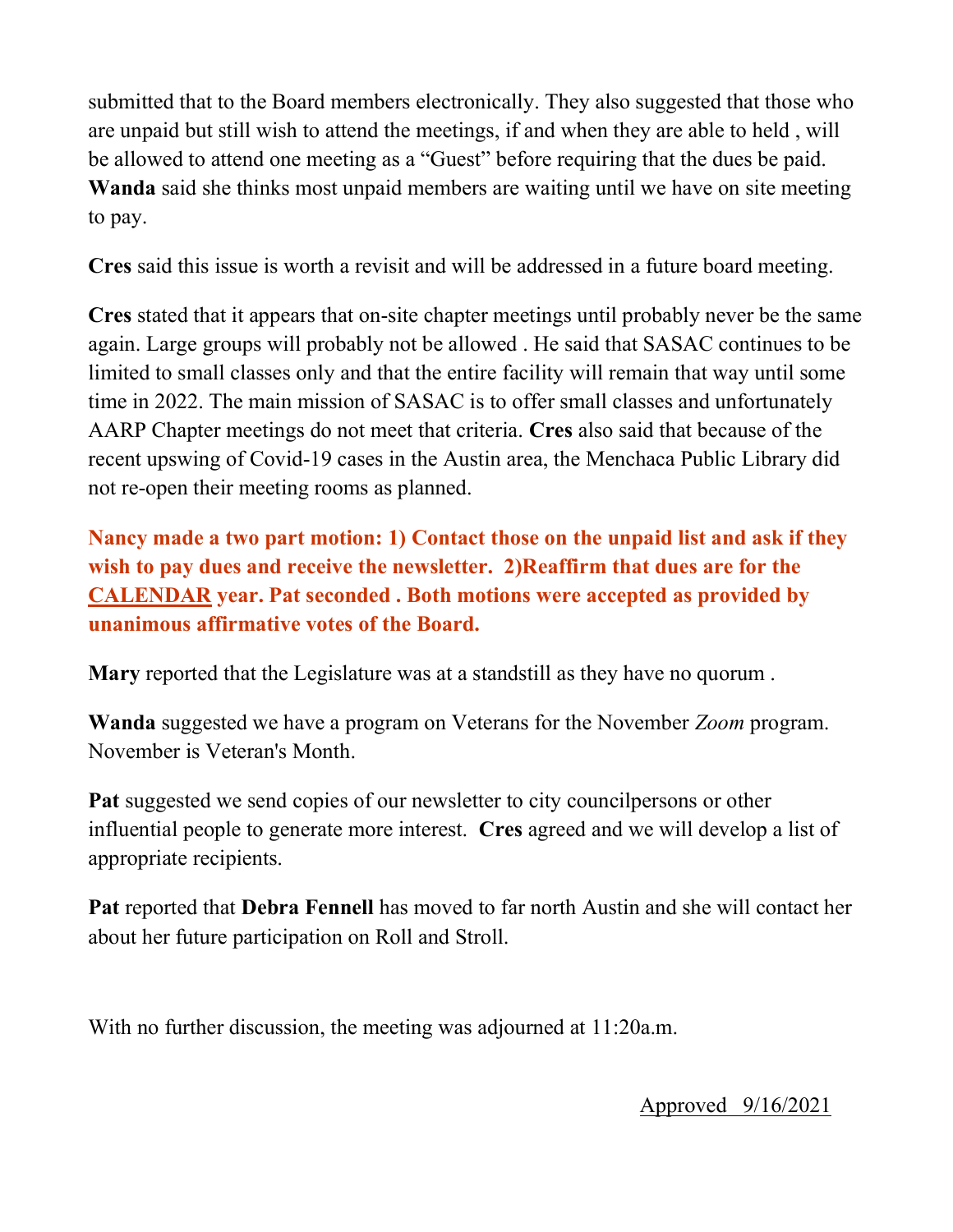submitted that to the Board members electronically. They also suggested that those who are unpaid but still wish to attend the meetings, if and when they are able to held , will be allowed to attend one meeting as a "Guest" before requiring that the dues be paid. **Wanda** said she thinks most unpaid members are waiting until we have on site meeting to pay.

**Cres** said this issue is worth a revisit and will be addressed in a future board meeting.

**Cres** stated that it appears that on-site chapter meetings until probably never be the same again. Large groups will probably not be allowed . He said that SASAC continues to be limited to small classes only and that the entire facility will remain that way until some time in 2022. The main mission of SASAC is to offer small classes and unfortunately AARP Chapter meetings do not meet that criteria. **Cres** also said that because of the recent upswing of Covid-19 cases in the Austin area, the Menchaca Public Library did not re-open their meeting rooms as planned.

**Nancy made a two part motion: 1) Contact those on the unpaid list and ask if they wish to pay dues and receive the newsletter. 2)Reaffirm that dues are for the CALENDAR year. Pat seconded . Both motions were accepted as provided by unanimous affirmative votes of the Board.**

**Mary** reported that the Legislature was at a standstill as they have no quorum .

**Wanda** suggested we have a program on Veterans for the November *Zoom* program. November is Veteran's Month.

**Pat** suggested we send copies of our newsletter to city councilpersons or other influential people to generate more interest. **Cres** agreed and we will develop a list of appropriate recipients.

**Pat** reported that **Debra Fennell** has moved to far north Austin and she will contact her about her future participation on Roll and Stroll.

With no further discussion, the meeting was adjourned at 11:20a.m.

Approved 9/16/2021